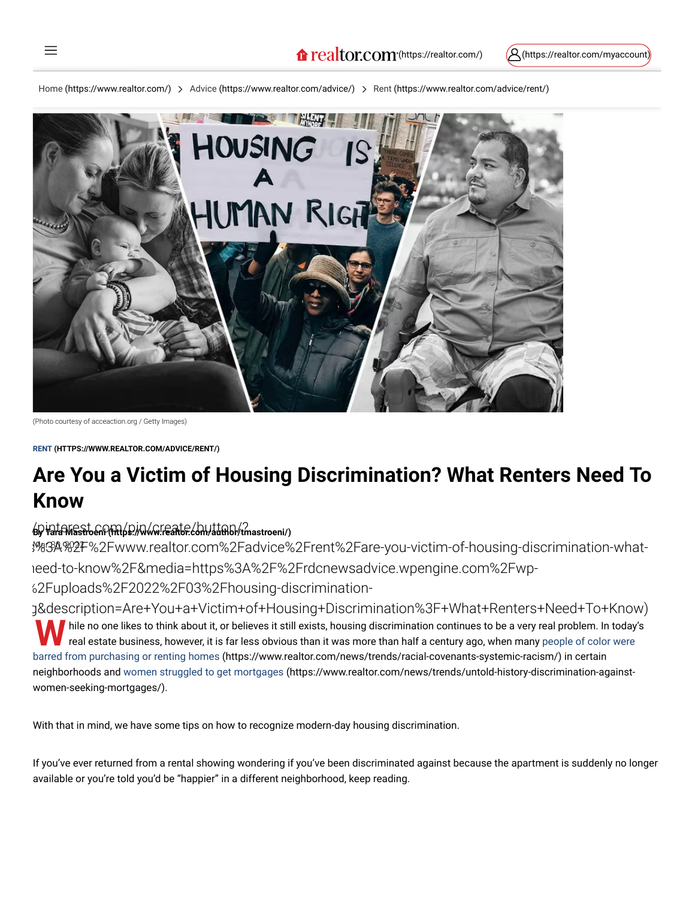Home (https://www.realtor.com/) > Advice (https://www.realtor.com/advice/) > Rent (https://www.realtor.com/advice/rent/)

(Photo courtesy of acceaction.org / Getty Images)

RENT (HTTPS://WWW.REALTOR.COM/ADVICE/RENT/)

# Are You a Victim of Housing Discrimination? What Renters Need To Know

By Tara Mastroeni (https://www.realtor.com/author/tmastroeni/)

While no one likes to think about it, or believes it still exists, housing discrimination continues to be a very real problem. In today's real estate business, however, it is far less obvious than it was more than half a century ago, when many people of color were barred from purchasing or renting homes (https://www.realtor.com/news/trends/racial-covenants-systemic-racism/) in certain neighborhoods and women struggled to get mortgages (https://www.realtor.com/news/trends/untold-history-discrimination-against-women-seeking-mortgages/).

With that in mind, we have some tips on how to recognize modern-day housing discrimination.

If you've ever returned from a rental showing wondering if you've been discriminated against because the apartment is suddenly no longer available or you're told you'd be "happier" in a different neighborhood, keep reading.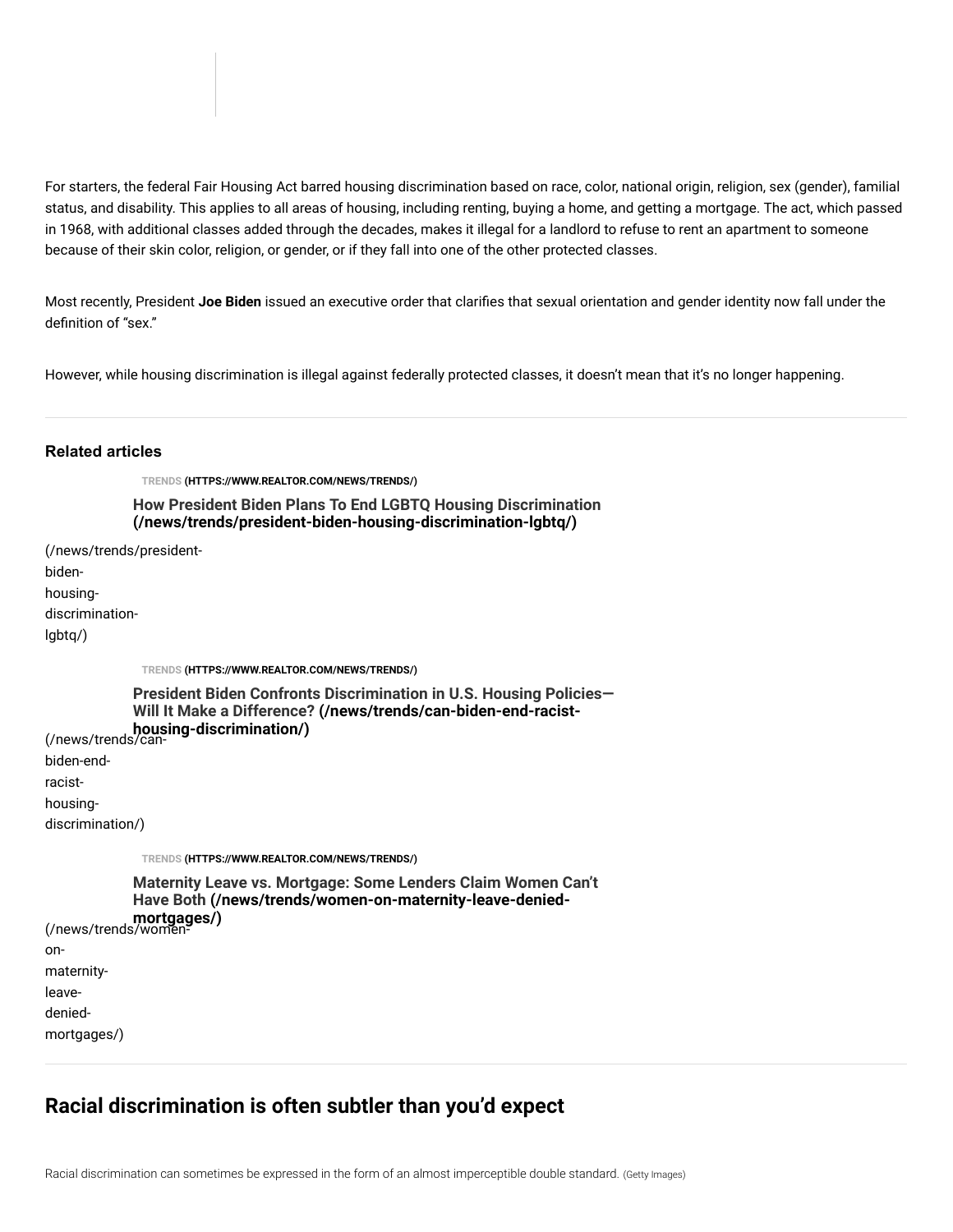For starters, the federal Fair Housing Act barred housing discrimination based on race, color, national origin, religion, sex (gender), familial status, and disability. This applies to all areas of housing, including renting, buying a home, and getting a mortgage. The act, which passed in 1968, with additional classes added through the decades, makes it illegal for a landlord to refuse to rent an apartment to someone because of their skin color, religion, or gender, or if they fall into one of the other protected classes.

Most recently, President **Joe Biden** issued an executive order that clarifies that sexual orientation and gender identity now fall under the definition of "sex."

However, while housing discrimination is illegal against federally protected classes, it doesn't mean that it's no longer happening.

---

**Related articles**

TRENDS **(HTTPS://WWW.REALTOR.COM/NEWS/TRENDS/)**

**How President Biden Plans To End LGBTQ Housing Discrimination (/news/trends/president-biden-housing-discrimination-lgbtq/)**

(/news/trends/president-biden-housing-discrimination-lgbtq/)

TRENDS **(HTTPS://WWW.REALTOR.COM/NEWS/TRENDS/)**

**President Biden Confronts Discrimination in U.S. Housing Policies—Will It Make a Difference? (/news/trends/can-biden-end-racist-housing-discrimination/)**

(/news/trends/can-biden-end-racist-housing-discrimination/)

TRENDS **(HTTPS://WWW.REALTOR.COM/NEWS/TRENDS/)**

**Maternity Leave vs. Mortgage: Some Lenders Claim Women Can't Have Both (/news/trends/women-on-maternity-leave-denied-mortgages/)**

(/news/trends/women-on-maternity-leave-denied-mortgages/)

---

## Racial discrimination is often subtler than you'd expect

Racial discrimination can sometimes be expressed in the form of an almost imperceptible double standard. (Getty Images)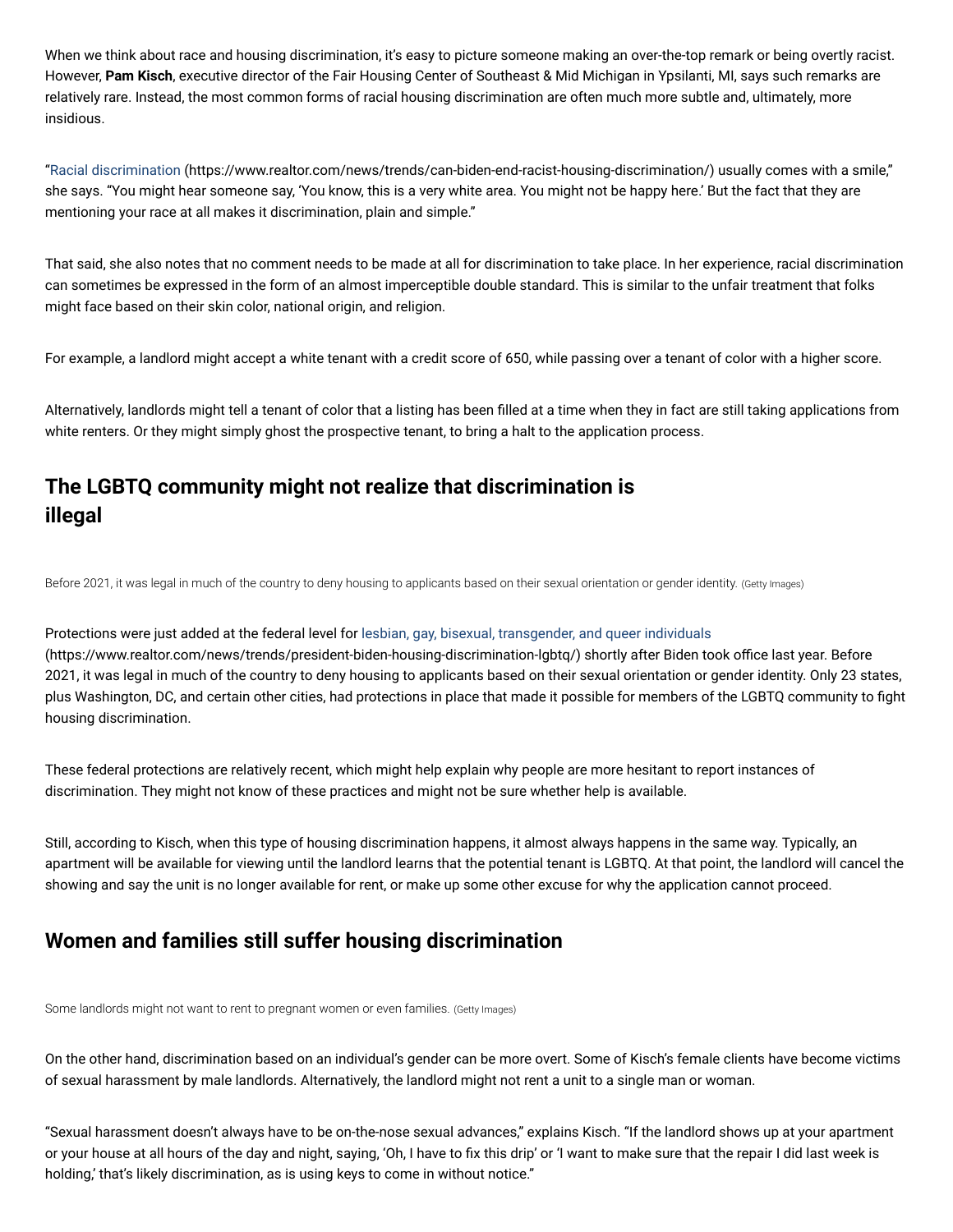When we think about race and housing discrimination, it's easy to picture someone making an over-the-top remark or being overtly racist. However, **Pam Kisch**, executive director of the Fair Housing Center of Southeast & Mid Michigan in Ypsilanti, MI, says such remarks are relatively rare. Instead, the most common forms of racial housing discrimination are often much more subtle and, ultimately, more insidious.

"Racial discrimination (https://www.realtor.com/news/trends/can-biden-end-racist-housing-discrimination/) usually comes with a smile," she says. "You might hear someone say, 'You know, this is a very white area. You might not be happy here.' But the fact that they are mentioning your race at all makes it discrimination, plain and simple."

That said, she also notes that no comment needs to be made at all for discrimination to take place. In her experience, racial discrimination can sometimes be expressed in the form of an almost imperceptible double standard. This is similar to the unfair treatment that folks might face based on their skin color, national origin, and religion.

For example, a landlord might accept a white tenant with a credit score of 650, while passing over a tenant of color with a higher score.

Alternatively, landlords might tell a tenant of color that a listing has been filled at a time when they in fact are still taking applications from white renters. Or they might simply ghost the prospective tenant, to bring a halt to the application process.

## The LGBTQ community might not realize that discrimination is illegal

Before 2021, it was legal in much of the country to deny housing to applicants based on their sexual orientation or gender identity. (Getty Images)

Protections were just added at the federal level for lesbian, gay, bisexual, transgender, and queer individuals (https://www.realtor.com/news/trends/president-biden-housing-discrimination-lgbtq/) shortly after Biden took office last year. Before 2021, it was legal in much of the country to deny housing to applicants based on their sexual orientation or gender identity. Only 23 states, plus Washington, DC, and certain other cities, had protections in place that made it possible for members of the LGBTQ community to fight housing discrimination.

These federal protections are relatively recent, which might help explain why people are more hesitant to report instances of discrimination. They might not know of these practices and might not be sure whether help is available.

Still, according to Kisch, when this type of housing discrimination happens, it almost always happens in the same way. Typically, an apartment will be available for viewing until the landlord learns that the potential tenant is LGBTQ. At that point, the landlord will cancel the showing and say the unit is no longer available for rent, or make up some other excuse for why the application cannot proceed.

## Women and families still suffer housing discrimination

Some landlords might not want to rent to pregnant women or even families. (Getty Images)

On the other hand, discrimination based on an individual's gender can be more overt. Some of Kisch's female clients have become victims of sexual harassment by male landlords. Alternatively, the landlord might not rent a unit to a single man or woman.

"Sexual harassment doesn't always have to be on-the-nose sexual advances," explains Kisch. "If the landlord shows up at your apartment or your house at all hours of the day and night, saying, 'Oh, I have to fix this drip' or 'I want to make sure that the repair I did last week is holding,' that's likely discrimination, as is using keys to come in without notice."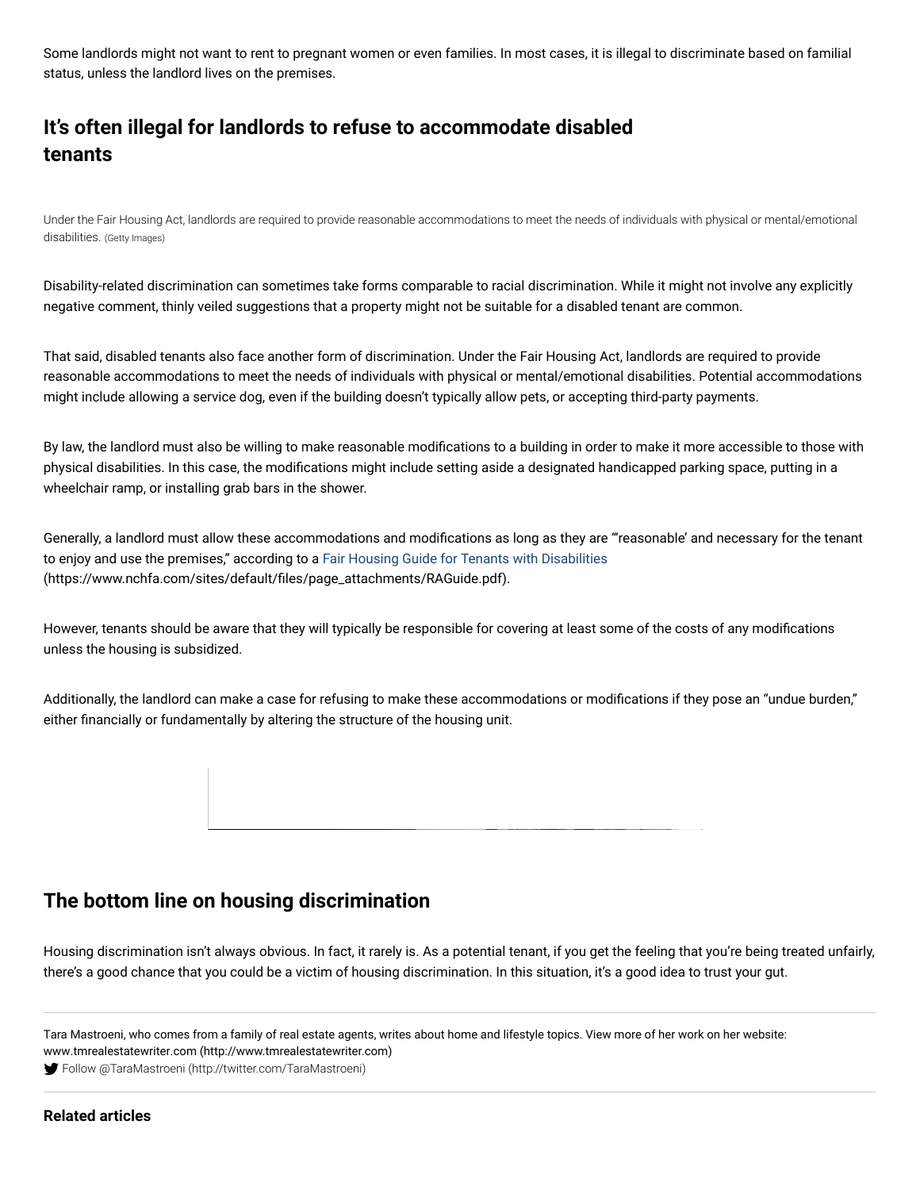Some landlords might not want to rent to pregnant women or even families. In most cases, it is illegal to discriminate based on familial status, unless the landlord lives on the premises.

## It's often illegal for landlords to refuse to accommodate disabled tenants

Under the Fair Housing Act, landlords are required to provide reasonable accommodations to meet the needs of individuals with physical or mental/emotional disabilities. (Getty Images)

Disability-related discrimination can sometimes take forms comparable to racial discrimination. While it might not involve any explicitly negative comment, thinly veiled suggestions that a property might not be suitable for a disabled tenant are common.

That said, disabled tenants also face another form of discrimination. Under the Fair Housing Act, landlords are required to provide reasonable accommodations to meet the needs of individuals with physical or mental/emotional disabilities. Potential accommodations might include allowing a service dog, even if the building doesn't typically allow pets, or accepting third-party payments.

By law, the landlord must also be willing to make reasonable modifications to a building in order to make it more accessible to those with physical disabilities. In this case, the modifications might include setting aside a designated handicapped parking space, putting in a wheelchair ramp, or installing grab bars in the shower.

Generally, a landlord must allow these accommodations and modifications as long as they are "'reasonable' and necessary for the tenant to enjoy and use the premises," according to a Fair Housing Guide for Tenants with Disabilities (https://www.nchfa.com/sites/default/files/page_attachments/RAGuide.pdf).

However, tenants should be aware that they will typically be responsible for covering at least some of the costs of any modifications unless the housing is subsidized.

Additionally, the landlord can make a case for refusing to make these accommodations or modifications if they pose an "undue burden," either financially or fundamentally by altering the structure of the housing unit.

## The bottom line on housing discrimination

Housing discrimination isn't always obvious. In fact, it rarely is. As a potential tenant, if you get the feeling that you're being treated unfairly, there's a good chance that you could be a victim of housing discrimination. In this situation, it's a good idea to trust your gut.

---

Tara Mastroeni, who comes from a family of real estate agents, writes about home and lifestyle topics. View more of her work on her website: www.tmrealestatewriter.com (http://www.tmrealestatewriter.com)

Follow @TaraMastroeni (http://twitter.com/TaraMastroeni)

---

**Related articles**